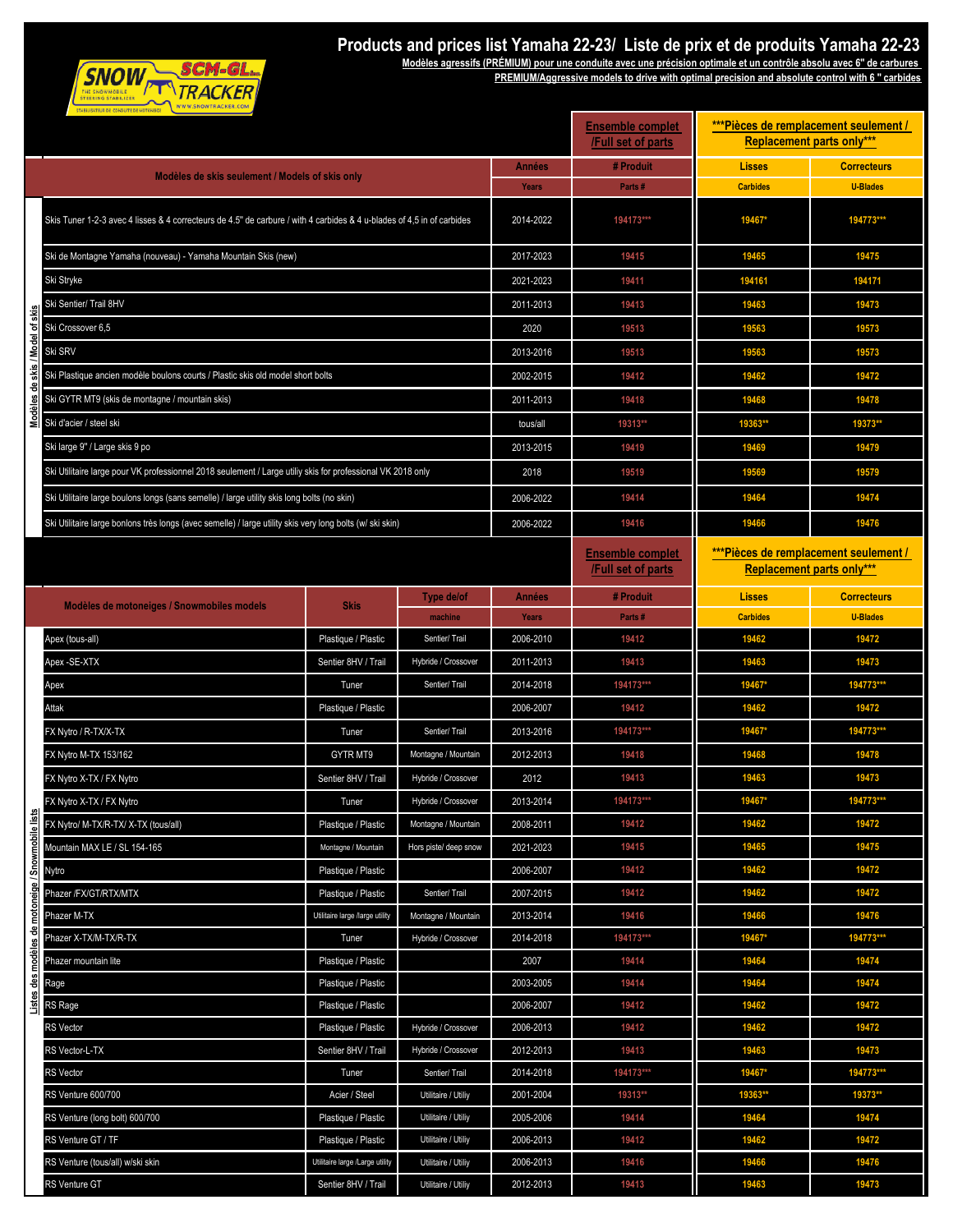# Products and prices list Yamaha 22-23/ Liste de prix et de produits Yamaha 22-23

**Modèles agressifs (PRÉMIUM) pour une conduite avec une précision optimale et un contrôle absolu avec 6" de carbures**

**PREMIUM/Aggressive models to drive with optimal precision and absolute control with 6 " carbides**

SNOW TRACKER — SCM-GL Inc.

## Modèles de skis / Model of skis

| Modèles de skis seulement / Models of skis only | Années / Years | Ensemble complet /Full set of parts — # Produit / Parts # | ***Pièces de remplacement seulement / Replacement parts only*** — Lisses / Carbides | Correcteurs / U-Blades |
|---|---|---|---|---|
| Skis Tuner 1-2-3 avec 4 lisses & 4 correcteurs de 4.5" de carbure / with 4 carbides & 4 u-blades of 4,5 in of carbides | 2014-2022 | 194173*** | 19467* | 194773*** |
| Ski de Montagne Yamaha (nouveau) - Yamaha Mountain Skis (new) | 2017-2023 | 19415 | 19465 | 19475 |
| Ski Stryke | 2021-2023 | 19411 | 194161 | 194171 |
| Ski Sentier/ Trail 8HV | 2011-2013 | 19413 | 19463 | 19473 |
| Ski Crossover 6,5 | 2020 | 19513 | 19563 | 19573 |
| Ski SRV | 2013-2016 | 19513 | 19563 | 19573 |
| Ski Plastique ancien modèle boulons courts / Plastic skis old model short bolts | 2002-2015 | 19412 | 19462 | 19472 |
| Ski GYTR MT9 (skis de montagne / mountain skis) | 2011-2013 | 19418 | 19468 | 19478 |
| Ski d'acier / steel ski | tous/all | 19313** | 19363** | 19373** |
| Ski large 9" / Large skis 9 po | 2013-2015 | 19419 | 19469 | 19479 |
| Ski Utilitaire large pour VK professionnel 2018 seulement / Large utiliy skis for professional VK 2018 only | 2018 | 19519 | 19569 | 19579 |
| Ski Utilitaire large boulons longs (sans semelle) / large utility skis long bolts (no skin) | 2006-2022 | 19414 | 19464 | 19474 |
| Ski Utilitaire large bonlons très longs (avec semelle) / large utility skis very long bolts (w/ ski skin) | 2006-2022 | 19416 | 19466 | 19476 |

## Listes des modèles de motoneige / Snowmobile lists

| Modèles de motoneiges / Snowmobiles models | Skis | Type de/of machine | Années / Years | Ensemble complet /Full set of parts — # Produit / Parts # | ***Pièces de remplacement seulement / Replacement parts only*** — Lisses / Carbides | Correcteurs / U-Blades |
|---|---|---|---|---|---|---|
| Apex (tous-all) | Plastique / Plastic | Sentier/ Trail | 2006-2010 | 19412 | 19462 | 19472 |
| Apex -SE-XTX | Sentier 8HV / Trail | Hybride / Crossover | 2011-2013 | 19413 | 19463 | 19473 |
| Apex | Tuner | Sentier/ Trail | 2014-2018 | 194173*** | 19467* | 194773*** |
| Attak | Plastique / Plastic | | 2006-2007 | 19412 | 19462 | 19472 |
| FX Nytro / R-TX/X-TX | Tuner | Sentier/ Trail | 2013-2016 | 194173*** | 19467* | 194773*** |
| FX Nytro M-TX 153/162 | GYTR MT9 | Montagne / Mountain | 2012-2013 | 19418 | 19468 | 19478 |
| FX Nytro X-TX / FX Nytro | Sentier 8HV / Trail | Hybride / Crossover | 2012 | 19413 | 19463 | 19473 |
| FX Nytro X-TX / FX Nytro | Tuner | Hybride / Crossover | 2013-2014 | 194173*** | 19467* | 194773*** |
| FX Nytro/ M-TX/R-TX/ X-TX (tous/all) | Plastique / Plastic | Montagne / Mountain | 2008-2011 | 19412 | 19462 | 19472 |
| Mountain MAX LE / SL 154-165 | Montagne / Mountain | Hors piste/ deep snow | 2021-2023 | 19415 | 19465 | 19475 |
| Nytro | Plastique / Plastic | | 2006-2007 | 19412 | 19462 | 19472 |
| Phazer /FX/GT/RTX/MTX | Plastique / Plastic | Sentier/ Trail | 2007-2015 | 19412 | 19462 | 19472 |
| Phazer M-TX | Utilitaire large /large utility | Montagne / Mountain | 2013-2014 | 19416 | 19466 | 19476 |
| Phazer X-TX/M-TX/R-TX | Tuner | Hybride / Crossover | 2014-2018 | 194173*** | 19467* | 194773*** |
| Phazer mountain lite | Plastique / Plastic | | 2007 | 19414 | 19464 | 19474 |
| Rage | Plastique / Plastic | | 2003-2005 | 19414 | 19464 | 19474 |
| RS Rage | Plastique / Plastic | | 2006-2007 | 19412 | 19462 | 19472 |
| RS Vector | Plastique / Plastic | Hybride / Crossover | 2006-2013 | 19412 | 19462 | 19472 |
| RS Vector-L-TX | Sentier 8HV / Trail | Hybride / Crossover | 2012-2013 | 19413 | 19463 | 19473 |
| RS Vector | Tuner | Sentier/ Trail | 2014-2018 | 194173*** | 19467* | 194773*** |
| RS Venture 600/700 | Acier / Steel | Utilitaire / Utiliy | 2001-2004 | 19313** | 19363** | 19373** |
| RS Venture (long bolt) 600/700 | Plastique / Plastic | Utilitaire / Utiliy | 2005-2006 | 19414 | 19464 | 19474 |
| RS Venture GT / TF | Plastique / Plastic | Utilitaire / Utiliy | 2006-2013 | 19412 | 19462 | 19472 |
| RS Venture (tous/all) w/ski skin | Utilitaire large /Large utility | Utilitaire / Utiliy | 2006-2013 | 19416 | 19466 | 19476 |
| RS Venture GT | Sentier 8HV / Trail | Utilitaire / Utiliy | 2012-2013 | 19413 | 19463 | 19473 |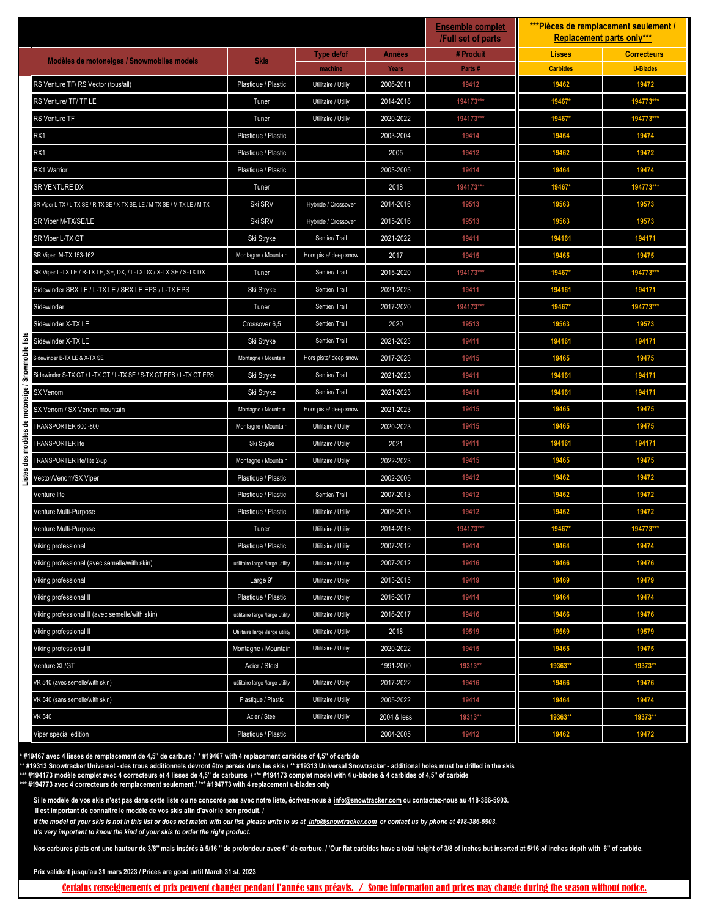| Modèles de motoneiges / Snowmobiles models | Skis | Type de/of machine | Années Years | Ensemble complet /Full set of parts # Produit Parts # | ***Pièces de remplacement seulement / Replacement parts only*** Lisses Carbides | Correcteurs U-Blades |
|---|---|---|---|---|---|---|
| RS Venture TF/ RS Vector (tous/all) | Plastique / Plastic | Utilitaire / Utiliy | 2006-2011 | 19412 | 19462 | 19472 |
| RS Venture/ TF/ TF LE | Tuner | Utilitaire / Utiliy | 2014-2018 | 194173*** | 19467* | 194773*** |
| RS Venture TF | Tuner | Utilitaire / Utiliy | 2020-2022 | 194173*** | 19467* | 194773*** |
| RX1 | Plastique / Plastic | | 2003-2004 | 19414 | 19464 | 19474 |
| RX1 | Plastique / Plastic | | 2005 | 19412 | 19462 | 19472 |
| RX1 Warrior | Plastique / Plastic | | 2003-2005 | 19414 | 19464 | 19474 |
| SR VENTURE DX | Tuner | | 2018 | 194173*** | 19467* | 194773*** |
| SR Viper L-TX / L-TX SE / R-TX SE / X-TX SE, LE / M-TX SE / M-TX LE / M-TX | Ski SRV | Hybride / Crossover | 2014-2016 | 19513 | 19563 | 19573 |
| SR Viper M-TX/SE/LE | Ski SRV | Hybride / Crossover | 2015-2016 | 19513 | 19563 | 19573 |
| SR Viper L-TX GT | Ski Stryke | Sentier/ Trail | 2021-2022 | 19411 | 194161 | 194171 |
| SR Viper M-TX 153-162 | Montagne / Mountain | Hors piste/ deep snow | 2017 | 19415 | 19465 | 19475 |
| SR Viper L-TX LE / R-TX LE, SE, DX, / L-TX DX / X-TX SE / S-TX DX | Tuner | Sentier/ Trail | 2015-2020 | 194173*** | 19467* | 194773*** |
| Sidewinder SRX LE / L-TX LE / SRX LE EPS / L-TX EPS | Ski Stryke | Sentier/ Trail | 2021-2023 | 19411 | 194161 | 194171 |
| Sidewinder | Tuner | Sentier/ Trail | 2017-2020 | 194173*** | 19467* | 194773*** |
| Sidewinder X-TX LE | Crossover 6,5 | Sentier/ Trail | 2020 | 19513 | 19563 | 19573 |
| Sidewinder X-TX LE | Ski Stryke | Sentier/ Trail | 2021-2023 | 19411 | 194161 | 194171 |
| Sidewinder B-TX LE & X-TX SE | Montagne / Mountain | Hors piste/ deep snow | 2017-2023 | 19415 | 19465 | 19475 |
| Sidewinder S-TX GT / L-TX GT / L-TX SE / S-TX GT EPS / L-TX GT EPS | Ski Stryke | Sentier/ Trail | 2021-2023 | 19411 | 194161 | 194171 |
| SX Venom | Ski Stryke | Sentier/ Trail | 2021-2023 | 19411 | 194161 | 194171 |
| SX Venom / SX Venom mountain | Montagne / Mountain | Hors piste/ deep snow | 2021-2023 | 19415 | 19465 | 19475 |
| TRANSPORTER 600 -800 | Montagne / Mountain | Utilitaire / Utiliy | 2020-2023 | 19415 | 19465 | 19475 |
| TRANSPORTER lite | Ski Stryke | Utilitaire / Utiliy | 2021 | 19411 | 194161 | 194171 |
| TRANSPORTER lite/ lite 2-up | Montagne / Mountain | Utilitaire / Utiliy | 2022-2023 | 19415 | 19465 | 19475 |
| Vector/Venom/SX Viper | Plastique / Plastic | | 2002-2005 | 19412 | 19462 | 19472 |
| Venture lite | Plastique / Plastic | Sentier/ Trail | 2007-2013 | 19412 | 19462 | 19472 |
| Venture Multi-Purpose | Plastique / Plastic | Utilitaire / Utiliy | 2006-2013 | 19412 | 19462 | 19472 |
| Venture Multi-Purpose | Tuner | Utilitaire / Utiliy | 2014-2018 | 194173*** | 19467* | 194773*** |
| Viking professional | Plastique / Plastic | Utilitaire / Utiliy | 2007-2012 | 19414 | 19464 | 19474 |
| Viking professional (avec semelle/with skin) | utilitaire large /large utility | Utilitaire / Utiliy | 2007-2012 | 19416 | 19466 | 19476 |
| Viking professional | Large 9" | Utilitaire / Utiliy | 2013-2015 | 19419 | 19469 | 19479 |
| Viking professional II | Plastique / Plastic | Utilitaire / Utiliy | 2016-2017 | 19414 | 19464 | 19474 |
| Viking professional II (avec semelle/with skin) | utilitaire large /large utility | Utilitaire / Utiliy | 2016-2017 | 19416 | 19466 | 19476 |
| Viking professional II | Utilitaire large /large utility | Utilitaire / Utiliy | 2018 | 19519 | 19569 | 19579 |
| Viking professional II | Montagne / Mountain | Utilitaire / Utiliy | 2020-2022 | 19415 | 19465 | 19475 |
| Venture XL/GT | Acier / Steel | | 1991-2000 | 19313** | 19363** | 19373** |
| VK 540 (avec semelle/with skin) | utilitaire large /large utility | Utilitaire / Utiliy | 2017-2022 | 19416 | 19466 | 19476 |
| VK 540 (sans semelle/with skin) | Plastique / Plastic | Utilitaire / Utiliy | 2005-2022 | 19414 | 19464 | 19474 |
| VK 540 | Acier / Steel | Utilitaire / Utiliy | 2004 & less | 19313** | 19363** | 19373** |
| Viper special edition | Plastique / Plastic | | 2004-2005 | 19412 | 19462 | 19472 |

Listes des modèles de motoneige / Snowmobile lists

\* #19467 avec 4 lisses de remplacement de 4,5" de carbure / * #19467 with 4 replacement carbides of 4,5" of carbide
** #19313 Snowtracker Universel - des trous additionnels devront être persés dans les skis / ** #19313 Universal Snowtracker - additional holes must be drilled in the skis
*** #194173 modèle complet avec 4 correcteurs et 4 lisses de 4,5" de carbures / *** #194173 complet model with 4 u-blades & 4 carbides of 4,5" of carbide
*** #194773 avec 4 correcteurs de remplacement seulement / *** #194773 with 4 replacement u-blades only

Si le modèle de vos skis n'est pas dans cette liste ou ne concorde pas avec notre liste, écrivez-nous à info@snowtracker.com ou contactez-nous au 418-386-5903.
Il est important de connaître le modèle de vos skis afin d'avoir le bon produit. /
*If the model of your skis is not in this list or does not match with our list, please write to us at info@snowtracker.com or contact us by phone at 418-386-5903.*
*It's very important to know the kind of your skis to order the right product.*

Nos carbures plats ont une hauteur de 3/8" mais insérés à 5/16 " de profondeur avec 6" de carbure. / 'Our flat carbides have a total height of 3/8 of inches but inserted at 5/16 of inches depth with 6" of carbide.

Prix valident jusqu'au 31 mars 2023 / Prices are good until March 31 st, 2023

**Certains renseignements et prix peuvent changer pendant l'année sans préavis. / Some information and prices may change during the season without notice.**